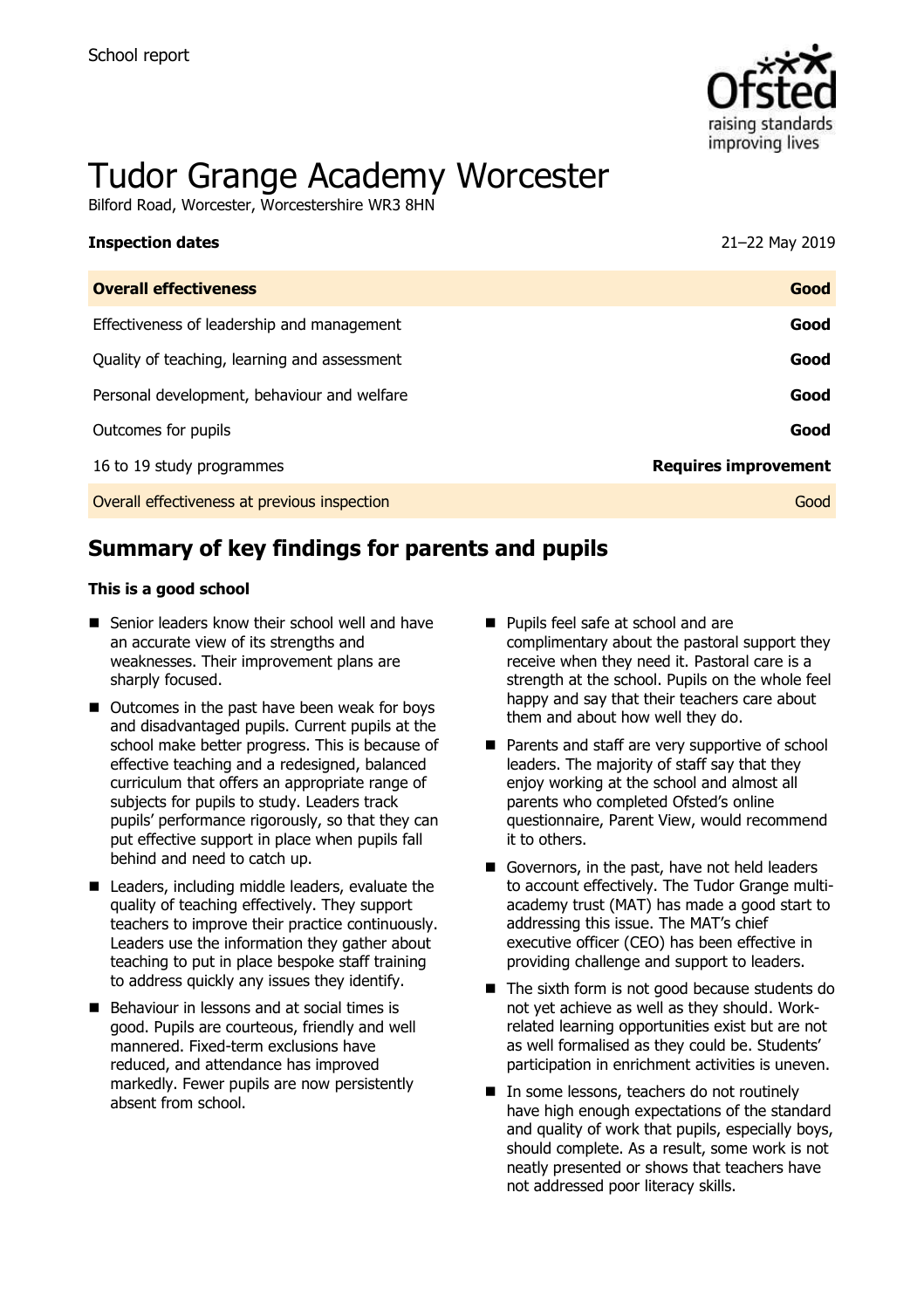School report

# Tudor Grange Academy Worcester

Bilford Road, Worcester, Worcestershire WR3 8HN

| **Inspection dates** | 21–22 May 2019 |
| --- | --- |
| **Overall effectiveness** | **Good** |
| Effectiveness of leadership and management | **Good** |
| Quality of teaching, learning and assessment | **Good** |
| Personal development, behaviour and welfare | **Good** |
| Outcomes for pupils | **Good** |
| 16 to 19 study programmes | **Requires improvement** |
| Overall effectiveness at previous inspection | Good |

## Summary of key findings for parents and pupils

### This is a good school

- Senior leaders know their school well and have an accurate view of its strengths and weaknesses. Their improvement plans are sharply focused.
- Outcomes in the past have been weak for boys and disadvantaged pupils. Current pupils at the school make better progress. This is because of effective teaching and a redesigned, balanced curriculum that offers an appropriate range of subjects for pupils to study. Leaders track pupils' performance rigorously, so that they can put effective support in place when pupils fall behind and need to catch up.
- Leaders, including middle leaders, evaluate the quality of teaching effectively. They support teachers to improve their practice continuously. Leaders use the information they gather about teaching to put in place bespoke staff training to address quickly any issues they identify.
- Behaviour in lessons and at social times is good. Pupils are courteous, friendly and well mannered. Fixed-term exclusions have reduced, and attendance has improved markedly. Fewer pupils are now persistently absent from school.
- Pupils feel safe at school and are complimentary about the pastoral support they receive when they need it. Pastoral care is a strength at the school. Pupils on the whole feel happy and say that their teachers care about them and about how well they do.
- Parents and staff are very supportive of school leaders. The majority of staff say that they enjoy working at the school and almost all parents who completed Ofsted's online questionnaire, Parent View, would recommend it to others.
- Governors, in the past, have not held leaders to account effectively. The Tudor Grange multi-academy trust (MAT) has made a good start to addressing this issue. The MAT's chief executive officer (CEO) has been effective in providing challenge and support to leaders.
- The sixth form is not good because students do not yet achieve as well as they should. Work-related learning opportunities exist but are not as well formalised as they could be. Students' participation in enrichment activities is uneven.
- In some lessons, teachers do not routinely have high enough expectations of the standard and quality of work that pupils, especially boys, should complete. As a result, some work is not neatly presented or shows that teachers have not addressed poor literacy skills.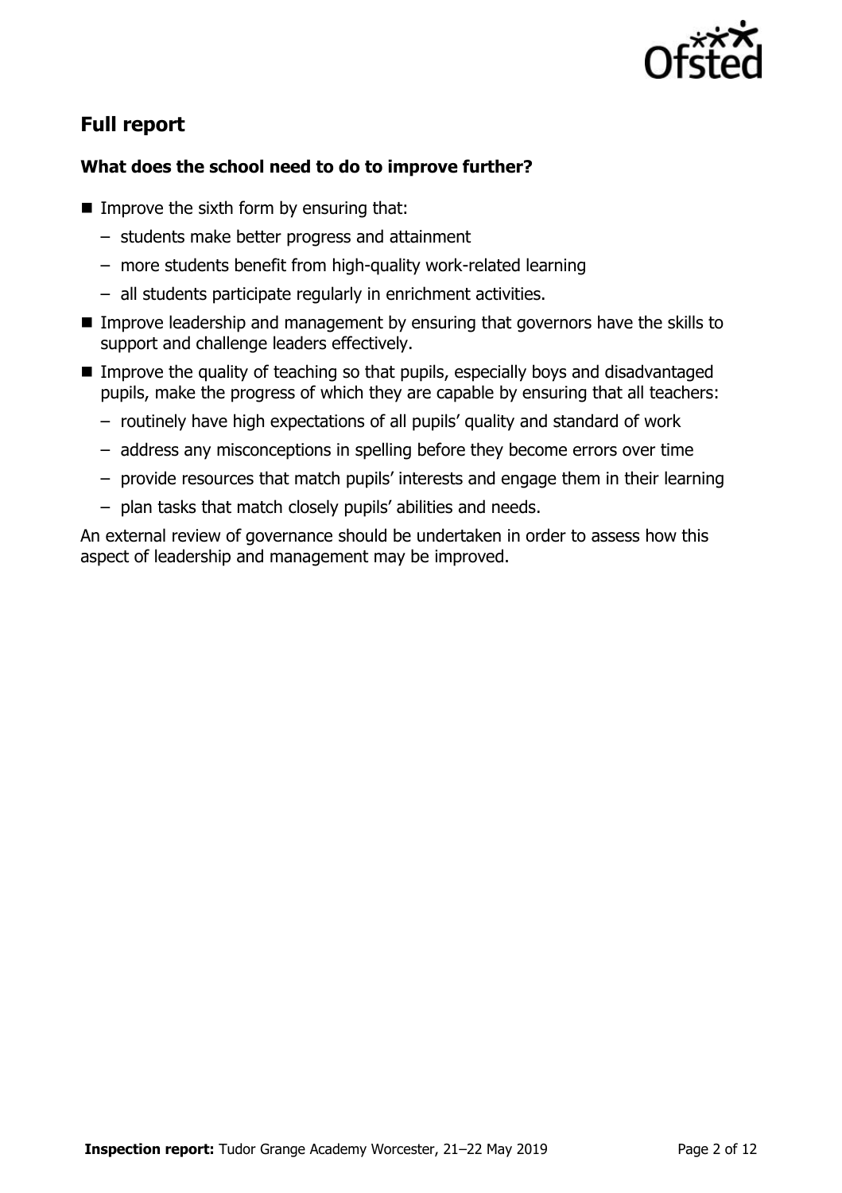## Full report

### What does the school need to do to improve further?

- Improve the sixth form by ensuring that:
  - students make better progress and attainment
  - more students benefit from high-quality work-related learning
  - all students participate regularly in enrichment activities.
- Improve leadership and management by ensuring that governors have the skills to support and challenge leaders effectively.
- Improve the quality of teaching so that pupils, especially boys and disadvantaged pupils, make the progress of which they are capable by ensuring that all teachers:
  - routinely have high expectations of all pupils' quality and standard of work
  - address any misconceptions in spelling before they become errors over time
  - provide resources that match pupils' interests and engage them in their learning
  - plan tasks that match closely pupils' abilities and needs.

An external review of governance should be undertaken in order to assess how this aspect of leadership and management may be improved.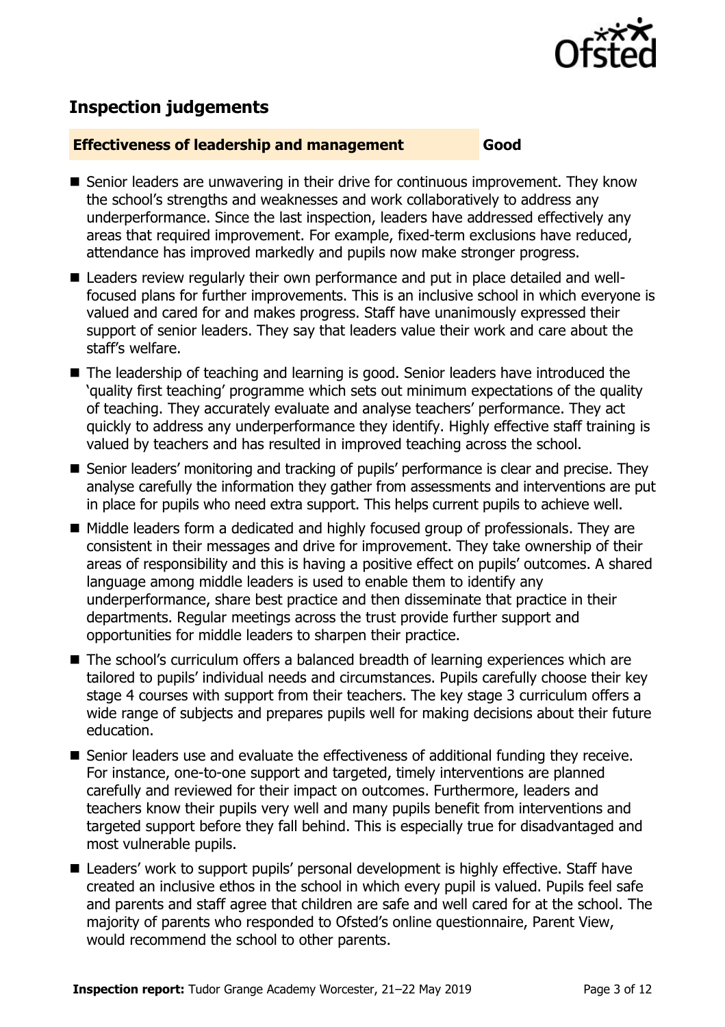## Inspection judgements

### Effectiveness of leadership and management — Good

- Senior leaders are unwavering in their drive for continuous improvement. They know the school's strengths and weaknesses and work collaboratively to address any underperformance. Since the last inspection, leaders have addressed effectively any areas that required improvement. For example, fixed-term exclusions have reduced, attendance has improved markedly and pupils now make stronger progress.
- Leaders review regularly their own performance and put in place detailed and well-focused plans for further improvements. This is an inclusive school in which everyone is valued and cared for and makes progress. Staff have unanimously expressed their support of senior leaders. They say that leaders value their work and care about the staff's welfare.
- The leadership of teaching and learning is good. Senior leaders have introduced the 'quality first teaching' programme which sets out minimum expectations of the quality of teaching. They accurately evaluate and analyse teachers' performance. They act quickly to address any underperformance they identify. Highly effective staff training is valued by teachers and has resulted in improved teaching across the school.
- Senior leaders' monitoring and tracking of pupils' performance is clear and precise. They analyse carefully the information they gather from assessments and interventions are put in place for pupils who need extra support. This helps current pupils to achieve well.
- Middle leaders form a dedicated and highly focused group of professionals. They are consistent in their messages and drive for improvement. They take ownership of their areas of responsibility and this is having a positive effect on pupils' outcomes. A shared language among middle leaders is used to enable them to identify any underperformance, share best practice and then disseminate that practice in their departments. Regular meetings across the trust provide further support and opportunities for middle leaders to sharpen their practice.
- The school's curriculum offers a balanced breadth of learning experiences which are tailored to pupils' individual needs and circumstances. Pupils carefully choose their key stage 4 courses with support from their teachers. The key stage 3 curriculum offers a wide range of subjects and prepares pupils well for making decisions about their future education.
- Senior leaders use and evaluate the effectiveness of additional funding they receive. For instance, one-to-one support and targeted, timely interventions are planned carefully and reviewed for their impact on outcomes. Furthermore, leaders and teachers know their pupils very well and many pupils benefit from interventions and targeted support before they fall behind. This is especially true for disadvantaged and most vulnerable pupils.
- Leaders' work to support pupils' personal development is highly effective. Staff have created an inclusive ethos in the school in which every pupil is valued. Pupils feel safe and parents and staff agree that children are safe and well cared for at the school. The majority of parents who responded to Ofsted's online questionnaire, Parent View, would recommend the school to other parents.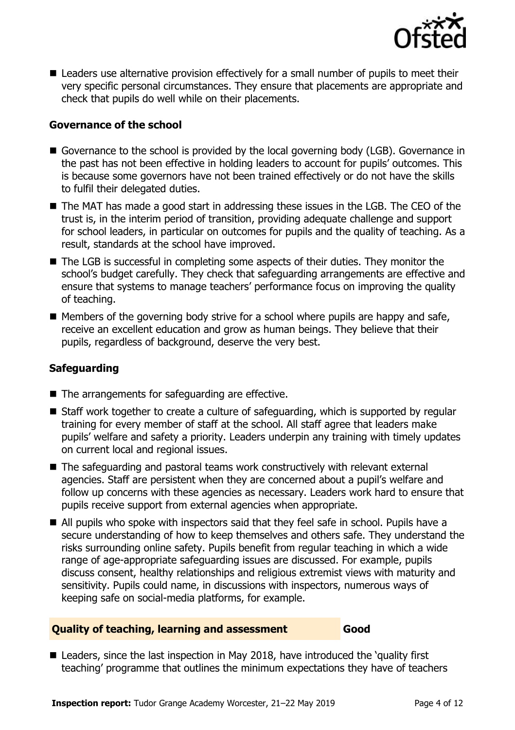- Leaders use alternative provision effectively for a small number of pupils to meet their very specific personal circumstances. They ensure that placements are appropriate and check that pupils do well while on their placements.

### Governance of the school

- Governance to the school is provided by the local governing body (LGB). Governance in the past has not been effective in holding leaders to account for pupils' outcomes. This is because some governors have not been trained effectively or do not have the skills to fulfil their delegated duties.
- The MAT has made a good start in addressing these issues in the LGB. The CEO of the trust is, in the interim period of transition, providing adequate challenge and support for school leaders, in particular on outcomes for pupils and the quality of teaching. As a result, standards at the school have improved.
- The LGB is successful in completing some aspects of their duties. They monitor the school's budget carefully. They check that safeguarding arrangements are effective and ensure that systems to manage teachers' performance focus on improving the quality of teaching.
- Members of the governing body strive for a school where pupils are happy and safe, receive an excellent education and grow as human beings. They believe that their pupils, regardless of background, deserve the very best.

### Safeguarding

- The arrangements for safeguarding are effective.
- Staff work together to create a culture of safeguarding, which is supported by regular training for every member of staff at the school. All staff agree that leaders make pupils' welfare and safety a priority. Leaders underpin any training with timely updates on current local and regional issues.
- The safeguarding and pastoral teams work constructively with relevant external agencies. Staff are persistent when they are concerned about a pupil's welfare and follow up concerns with these agencies as necessary. Leaders work hard to ensure that pupils receive support from external agencies when appropriate.
- All pupils who spoke with inspectors said that they feel safe in school. Pupils have a secure understanding of how to keep themselves and others safe. They understand the risks surrounding online safety. Pupils benefit from regular teaching in which a wide range of age-appropriate safeguarding issues are discussed. For example, pupils discuss consent, healthy relationships and religious extremist views with maturity and sensitivity. Pupils could name, in discussions with inspectors, numerous ways of keeping safe on social-media platforms, for example.

### Quality of teaching, learning and assessment — Good

- Leaders, since the last inspection in May 2018, have introduced the 'quality first teaching' programme that outlines the minimum expectations they have of teachers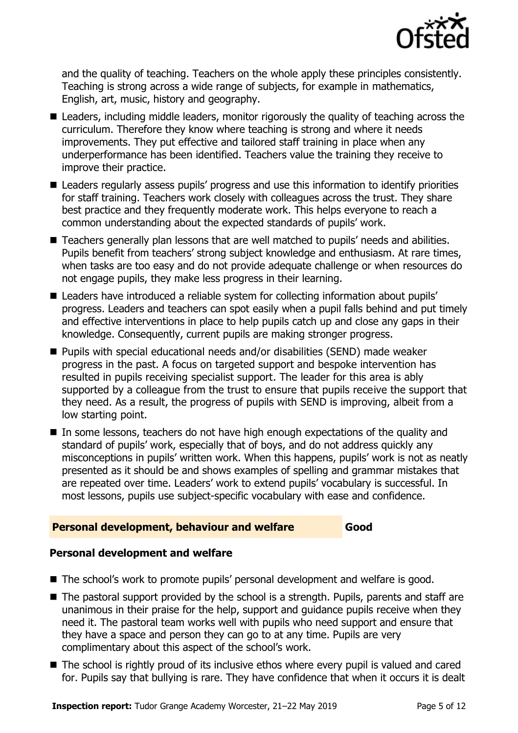and the quality of teaching. Teachers on the whole apply these principles consistently. Teaching is strong across a wide range of subjects, for example in mathematics, English, art, music, history and geography.

- Leaders, including middle leaders, monitor rigorously the quality of teaching across the curriculum. Therefore they know where teaching is strong and where it needs improvements. They put effective and tailored staff training in place when any underperformance has been identified. Teachers value the training they receive to improve their practice.
- Leaders regularly assess pupils' progress and use this information to identify priorities for staff training. Teachers work closely with colleagues across the trust. They share best practice and they frequently moderate work. This helps everyone to reach a common understanding about the expected standards of pupils' work.
- Teachers generally plan lessons that are well matched to pupils' needs and abilities. Pupils benefit from teachers' strong subject knowledge and enthusiasm. At rare times, when tasks are too easy and do not provide adequate challenge or when resources do not engage pupils, they make less progress in their learning.
- Leaders have introduced a reliable system for collecting information about pupils' progress. Leaders and teachers can spot easily when a pupil falls behind and put timely and effective interventions in place to help pupils catch up and close any gaps in their knowledge. Consequently, current pupils are making stronger progress.
- Pupils with special educational needs and/or disabilities (SEND) made weaker progress in the past. A focus on targeted support and bespoke intervention has resulted in pupils receiving specialist support. The leader for this area is ably supported by a colleague from the trust to ensure that pupils receive the support that they need. As a result, the progress of pupils with SEND is improving, albeit from a low starting point.
- In some lessons, teachers do not have high enough expectations of the quality and standard of pupils' work, especially that of boys, and do not address quickly any misconceptions in pupils' written work. When this happens, pupils' work is not as neatly presented as it should be and shows examples of spelling and grammar mistakes that are repeated over time. Leaders' work to extend pupils' vocabulary is successful. In most lessons, pupils use subject-specific vocabulary with ease and confidence.

## Personal development, behaviour and welfare — Good

### Personal development and welfare

- The school's work to promote pupils' personal development and welfare is good.
- The pastoral support provided by the school is a strength. Pupils, parents and staff are unanimous in their praise for the help, support and guidance pupils receive when they need it. The pastoral team works well with pupils who need support and ensure that they have a space and person they can go to at any time. Pupils are very complimentary about this aspect of the school's work.
- The school is rightly proud of its inclusive ethos where every pupil is valued and cared for. Pupils say that bullying is rare. They have confidence that when it occurs it is dealt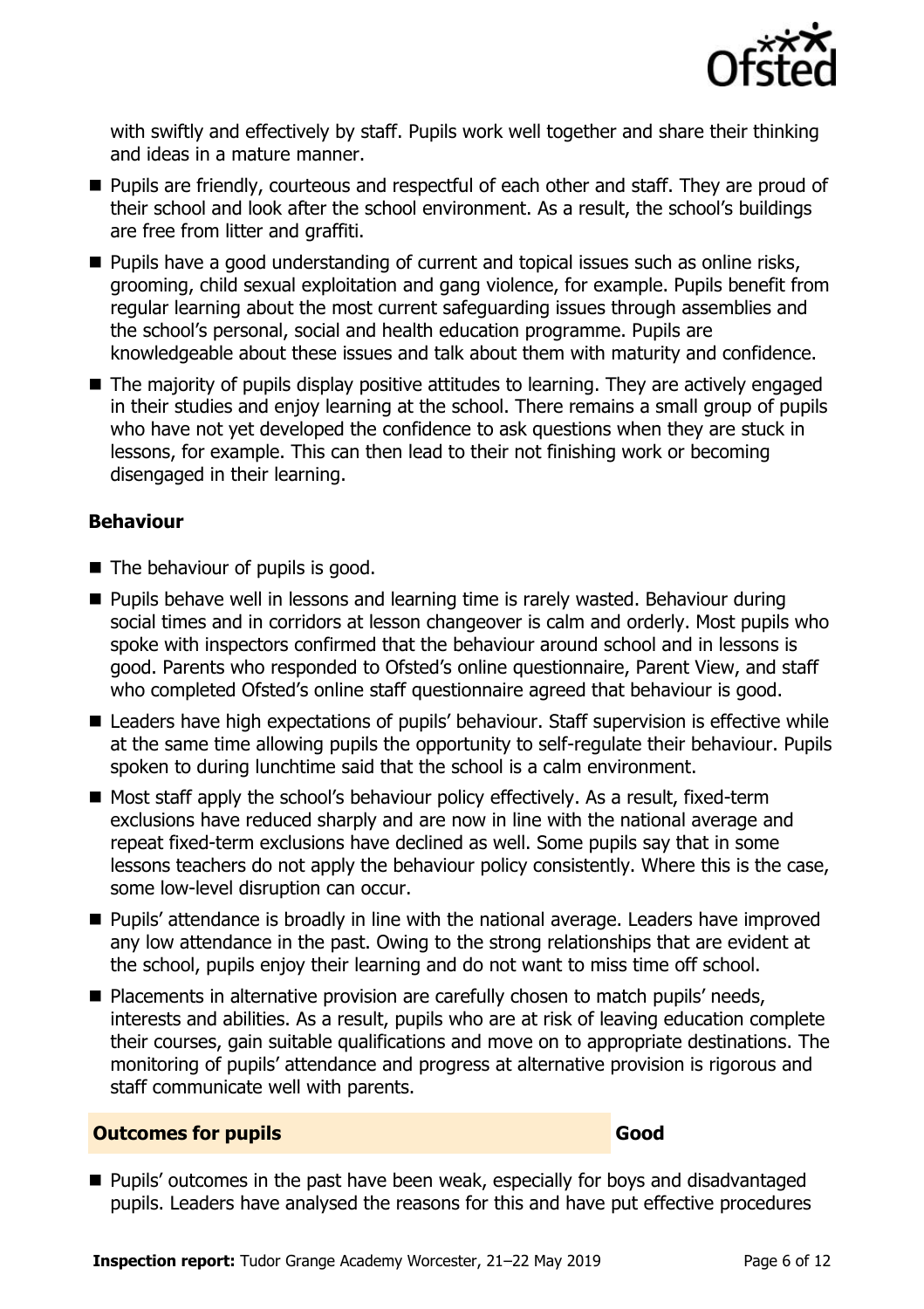with swiftly and effectively by staff. Pupils work well together and share their thinking and ideas in a mature manner.

- Pupils are friendly, courteous and respectful of each other and staff. They are proud of their school and look after the school environment. As a result, the school's buildings are free from litter and graffiti.
- Pupils have a good understanding of current and topical issues such as online risks, grooming, child sexual exploitation and gang violence, for example. Pupils benefit from regular learning about the most current safeguarding issues through assemblies and the school's personal, social and health education programme. Pupils are knowledgeable about these issues and talk about them with maturity and confidence.
- The majority of pupils display positive attitudes to learning. They are actively engaged in their studies and enjoy learning at the school. There remains a small group of pupils who have not yet developed the confidence to ask questions when they are stuck in lessons, for example. This can then lead to their not finishing work or becoming disengaged in their learning.

**Behaviour**

- The behaviour of pupils is good.
- Pupils behave well in lessons and learning time is rarely wasted. Behaviour during social times and in corridors at lesson changeover is calm and orderly. Most pupils who spoke with inspectors confirmed that the behaviour around school and in lessons is good. Parents who responded to Ofsted's online questionnaire, Parent View, and staff who completed Ofsted's online staff questionnaire agreed that behaviour is good.
- Leaders have high expectations of pupils' behaviour. Staff supervision is effective while at the same time allowing pupils the opportunity to self-regulate their behaviour. Pupils spoken to during lunchtime said that the school is a calm environment.
- Most staff apply the school's behaviour policy effectively. As a result, fixed-term exclusions have reduced sharply and are now in line with the national average and repeat fixed-term exclusions have declined as well. Some pupils say that in some lessons teachers do not apply the behaviour policy consistently. Where this is the case, some low-level disruption can occur.
- Pupils' attendance is broadly in line with the national average. Leaders have improved any low attendance in the past. Owing to the strong relationships that are evident at the school, pupils enjoy their learning and do not want to miss time off school.
- Placements in alternative provision are carefully chosen to match pupils' needs, interests and abilities. As a result, pupils who are at risk of leaving education complete their courses, gain suitable qualifications and move on to appropriate destinations. The monitoring of pupils' attendance and progress at alternative provision is rigorous and staff communicate well with parents.

## Outcomes for pupils — Good

- Pupils' outcomes in the past have been weak, especially for boys and disadvantaged pupils. Leaders have analysed the reasons for this and have put effective procedures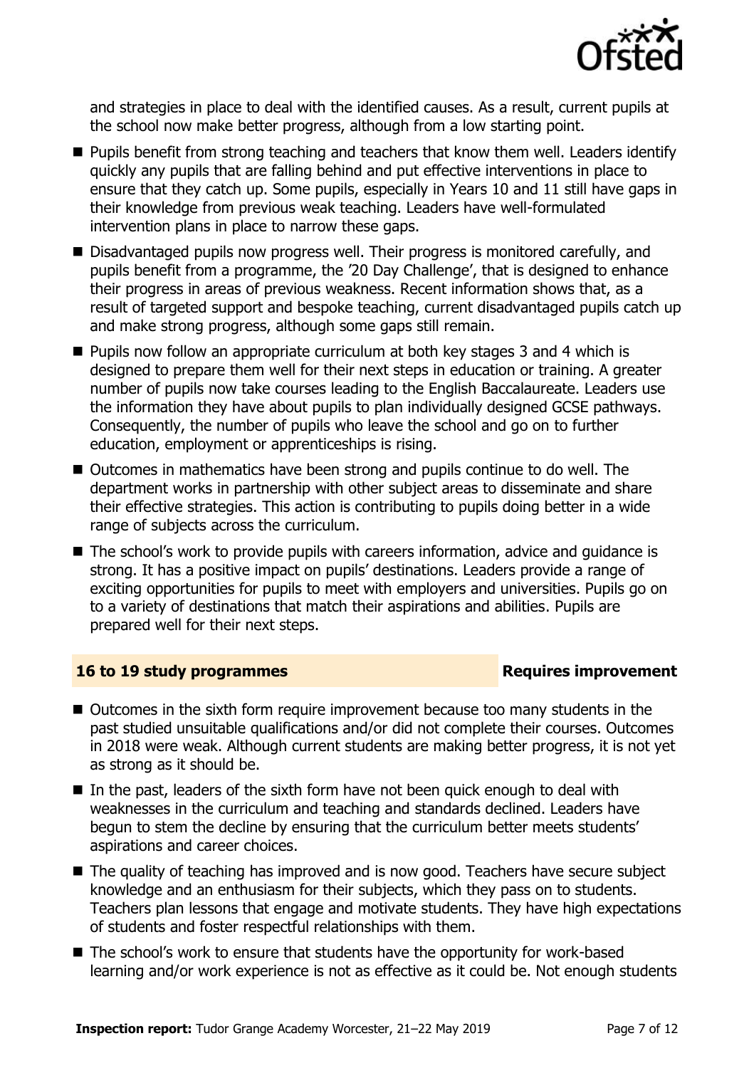and strategies in place to deal with the identified causes. As a result, current pupils at the school now make better progress, although from a low starting point.

- Pupils benefit from strong teaching and teachers that know them well. Leaders identify quickly any pupils that are falling behind and put effective interventions in place to ensure that they catch up. Some pupils, especially in Years 10 and 11 still have gaps in their knowledge from previous weak teaching. Leaders have well-formulated intervention plans in place to narrow these gaps.
- Disadvantaged pupils now progress well. Their progress is monitored carefully, and pupils benefit from a programme, the '20 Day Challenge', that is designed to enhance their progress in areas of previous weakness. Recent information shows that, as a result of targeted support and bespoke teaching, current disadvantaged pupils catch up and make strong progress, although some gaps still remain.
- Pupils now follow an appropriate curriculum at both key stages 3 and 4 which is designed to prepare them well for their next steps in education or training. A greater number of pupils now take courses leading to the English Baccalaureate. Leaders use the information they have about pupils to plan individually designed GCSE pathways. Consequently, the number of pupils who leave the school and go on to further education, employment or apprenticeships is rising.
- Outcomes in mathematics have been strong and pupils continue to do well. The department works in partnership with other subject areas to disseminate and share their effective strategies. This action is contributing to pupils doing better in a wide range of subjects across the curriculum.
- The school's work to provide pupils with careers information, advice and guidance is strong. It has a positive impact on pupils' destinations. Leaders provide a range of exciting opportunities for pupils to meet with employers and universities. Pupils go on to a variety of destinations that match their aspirations and abilities. Pupils are prepared well for their next steps.

## 16 to 19 study programmes — Requires improvement

- Outcomes in the sixth form require improvement because too many students in the past studied unsuitable qualifications and/or did not complete their courses. Outcomes in 2018 were weak. Although current students are making better progress, it is not yet as strong as it should be.
- In the past, leaders of the sixth form have not been quick enough to deal with weaknesses in the curriculum and teaching and standards declined. Leaders have begun to stem the decline by ensuring that the curriculum better meets students' aspirations and career choices.
- The quality of teaching has improved and is now good. Teachers have secure subject knowledge and an enthusiasm for their subjects, which they pass on to students. Teachers plan lessons that engage and motivate students. They have high expectations of students and foster respectful relationships with them.
- The school's work to ensure that students have the opportunity for work-based learning and/or work experience is not as effective as it could be. Not enough students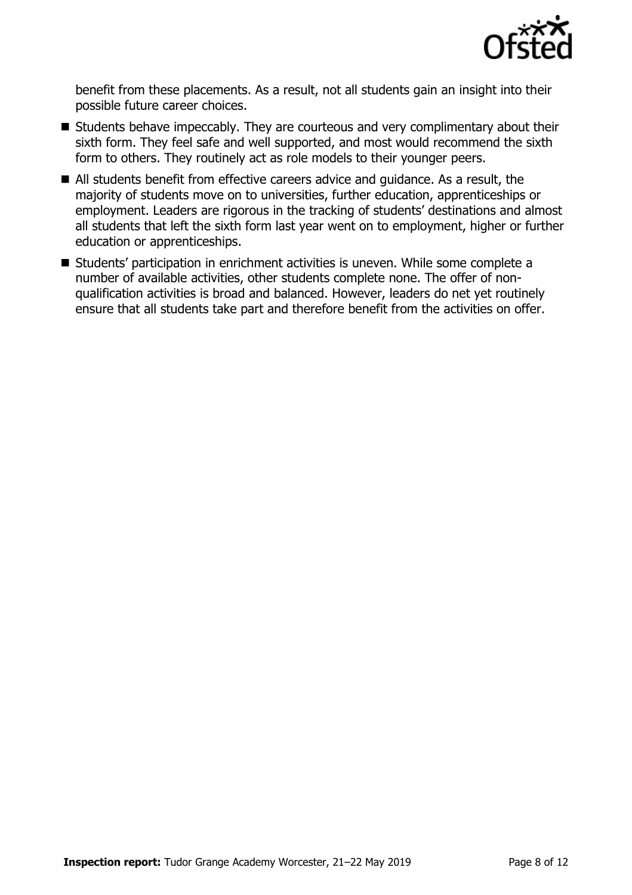benefit from these placements. As a result, not all students gain an insight into their possible future career choices.

- Students behave impeccably. They are courteous and very complimentary about their sixth form. They feel safe and well supported, and most would recommend the sixth form to others. They routinely act as role models to their younger peers.
- All students benefit from effective careers advice and guidance. As a result, the majority of students move on to universities, further education, apprenticeships or employment. Leaders are rigorous in the tracking of students' destinations and almost all students that left the sixth form last year went on to employment, higher or further education or apprenticeships.
- Students' participation in enrichment activities is uneven. While some complete a number of available activities, other students complete none. The offer of non-qualification activities is broad and balanced. However, leaders do net yet routinely ensure that all students take part and therefore benefit from the activities on offer.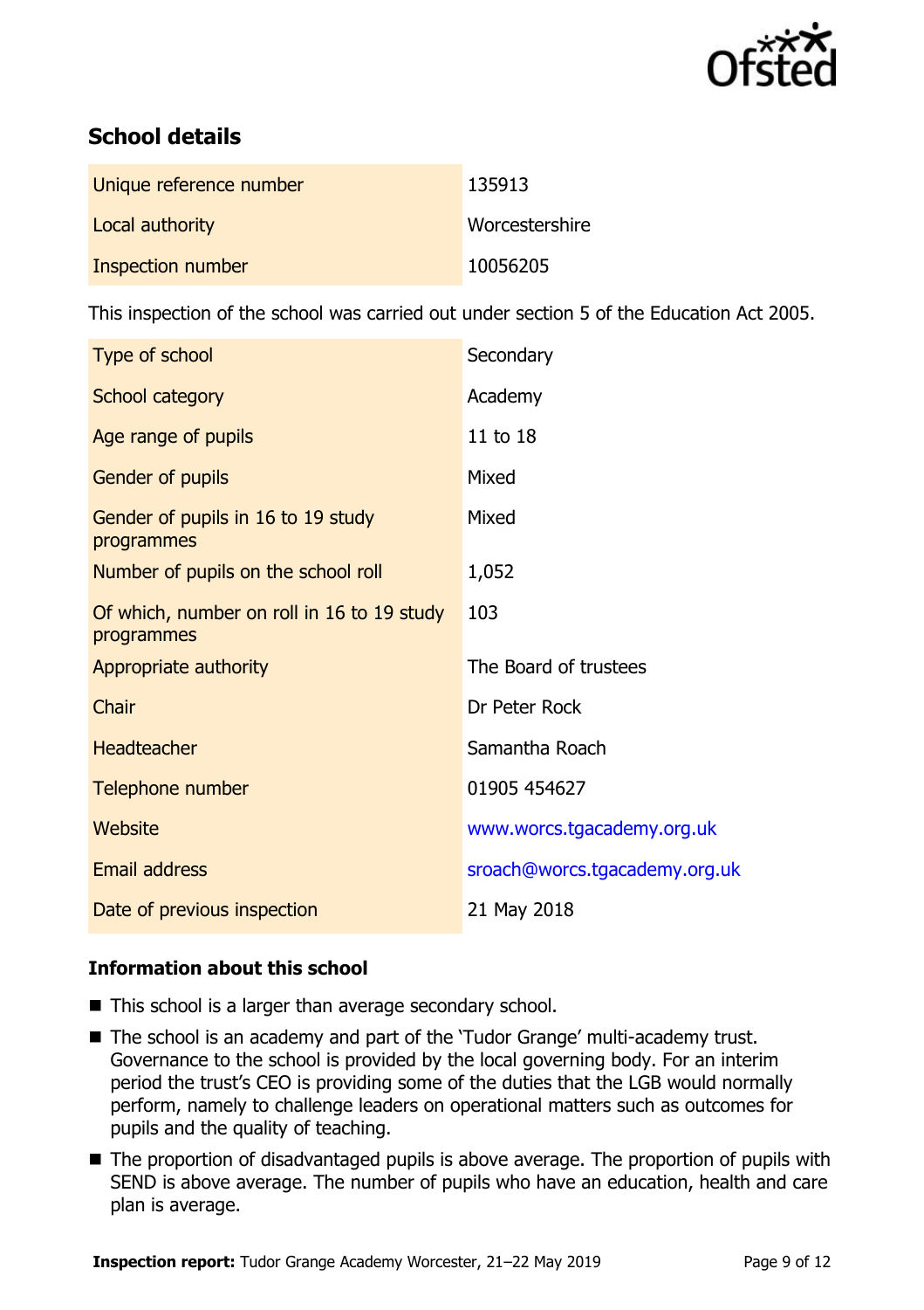## School details

| | |
|---|---|
| Unique reference number | 135913 |
| Local authority | Worcestershire |
| Inspection number | 10056205 |

This inspection of the school was carried out under section 5 of the Education Act 2005.

| | |
|---|---|
| Type of school | Secondary |
| School category | Academy |
| Age range of pupils | 11 to 18 |
| Gender of pupils | Mixed |
| Gender of pupils in 16 to 19 study programmes | Mixed |
| Number of pupils on the school roll | 1,052 |
| Of which, number on roll in 16 to 19 study programmes | 103 |
| Appropriate authority | The Board of trustees |
| Chair | Dr Peter Rock |
| Headteacher | Samantha Roach |
| Telephone number | 01905 454627 |
| Website | www.worcs.tgacademy.org.uk |
| Email address | sroach@worcs.tgacademy.org.uk |
| Date of previous inspection | 21 May 2018 |

### Information about this school

- This school is a larger than average secondary school.
- The school is an academy and part of the 'Tudor Grange' multi-academy trust. Governance to the school is provided by the local governing body. For an interim period the trust's CEO is providing some of the duties that the LGB would normally perform, namely to challenge leaders on operational matters such as outcomes for pupils and the quality of teaching.
- The proportion of disadvantaged pupils is above average. The proportion of pupils with SEND is above average. The number of pupils who have an education, health and care plan is average.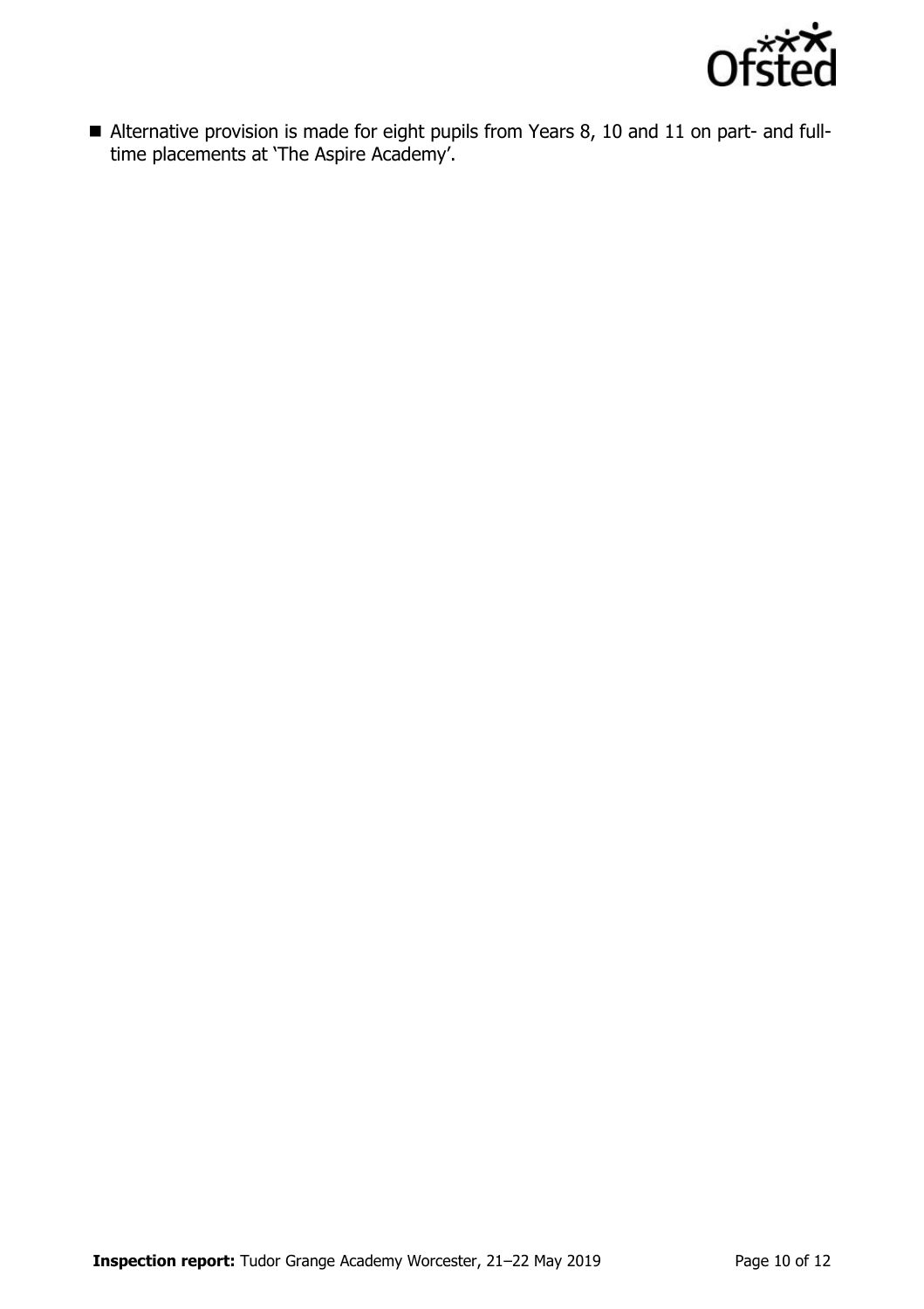- Alternative provision is made for eight pupils from Years 8, 10 and 11 on part- and full-time placements at 'The Aspire Academy'.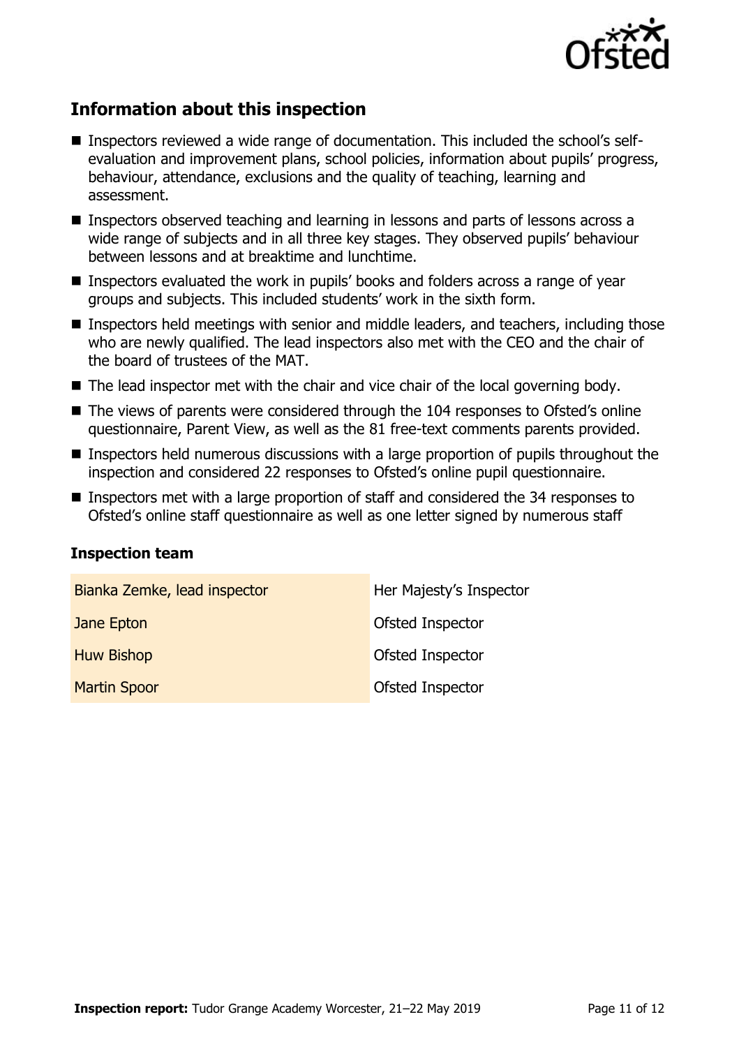## Information about this inspection

- Inspectors reviewed a wide range of documentation. This included the school's self-evaluation and improvement plans, school policies, information about pupils' progress, behaviour, attendance, exclusions and the quality of teaching, learning and assessment.
- Inspectors observed teaching and learning in lessons and parts of lessons across a wide range of subjects and in all three key stages. They observed pupils' behaviour between lessons and at breaktime and lunchtime.
- Inspectors evaluated the work in pupils' books and folders across a range of year groups and subjects. This included students' work in the sixth form.
- Inspectors held meetings with senior and middle leaders, and teachers, including those who are newly qualified. The lead inspectors also met with the CEO and the chair of the board of trustees of the MAT.
- The lead inspector met with the chair and vice chair of the local governing body.
- The views of parents were considered through the 104 responses to Ofsted's online questionnaire, Parent View, as well as the 81 free-text comments parents provided.
- Inspectors held numerous discussions with a large proportion of pupils throughout the inspection and considered 22 responses to Ofsted's online pupil questionnaire.
- Inspectors met with a large proportion of staff and considered the 34 responses to Ofsted's online staff questionnaire as well as one letter signed by numerous staff

### Inspection team

| | |
|---|---|
| Bianka Zemke, lead inspector | Her Majesty's Inspector |
| Jane Epton | Ofsted Inspector |
| Huw Bishop | Ofsted Inspector |
| Martin Spoor | Ofsted Inspector |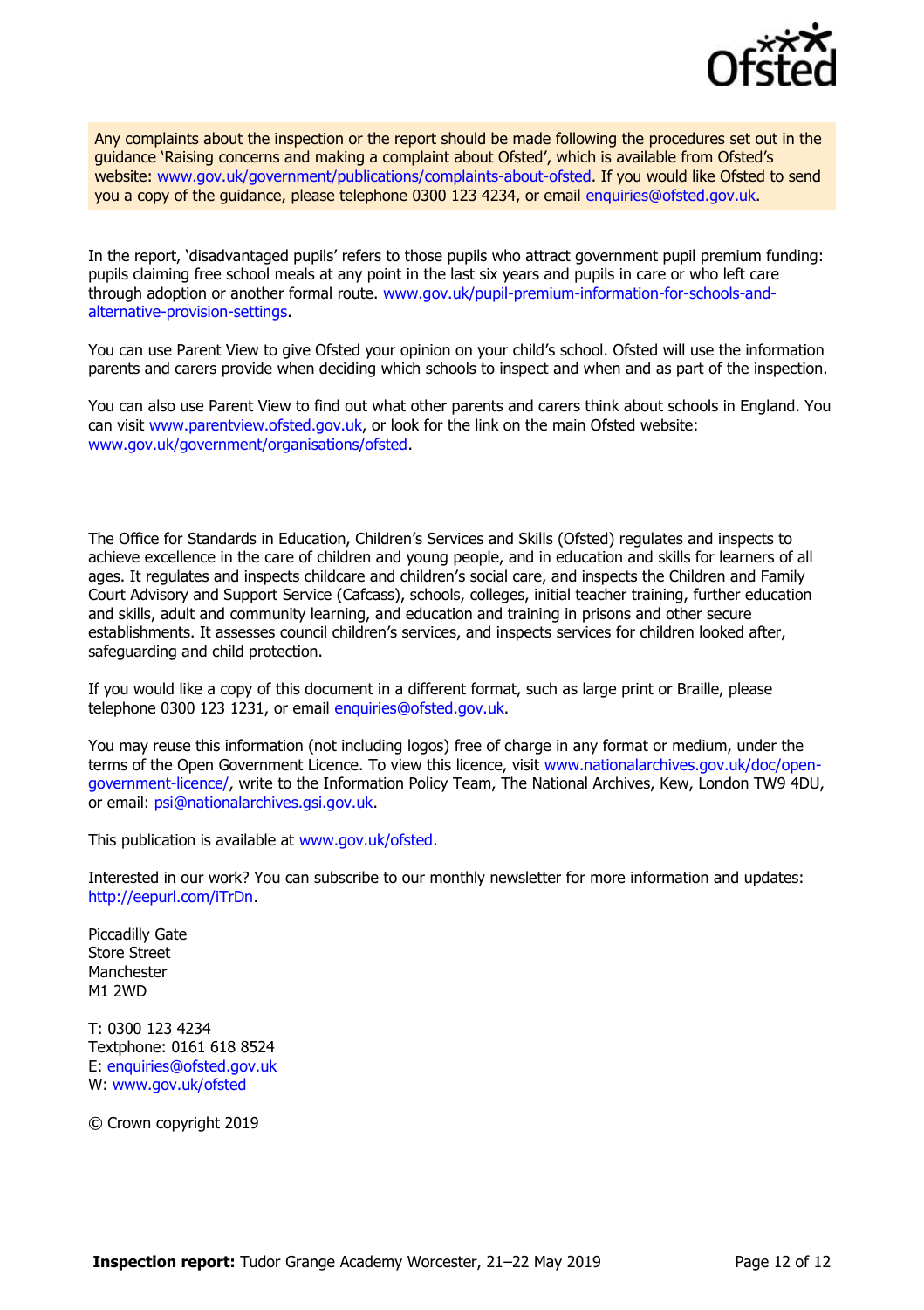Any complaints about the inspection or the report should be made following the procedures set out in the guidance 'Raising concerns and making a complaint about Ofsted', which is available from Ofsted's website: www.gov.uk/government/publications/complaints-about-ofsted. If you would like Ofsted to send you a copy of the guidance, please telephone 0300 123 4234, or email enquiries@ofsted.gov.uk.

In the report, 'disadvantaged pupils' refers to those pupils who attract government pupil premium funding: pupils claiming free school meals at any point in the last six years and pupils in care or who left care through adoption or another formal route. www.gov.uk/pupil-premium-information-for-schools-and-alternative-provision-settings.

You can use Parent View to give Ofsted your opinion on your child's school. Ofsted will use the information parents and carers provide when deciding which schools to inspect and when and as part of the inspection.

You can also use Parent View to find out what other parents and carers think about schools in England. You can visit www.parentview.ofsted.gov.uk, or look for the link on the main Ofsted website: www.gov.uk/government/organisations/ofsted.

The Office for Standards in Education, Children's Services and Skills (Ofsted) regulates and inspects to achieve excellence in the care of children and young people, and in education and skills for learners of all ages. It regulates and inspects childcare and children's social care, and inspects the Children and Family Court Advisory and Support Service (Cafcass), schools, colleges, initial teacher training, further education and skills, adult and community learning, and education and training in prisons and other secure establishments. It assesses council children's services, and inspects services for children looked after, safeguarding and child protection.

If you would like a copy of this document in a different format, such as large print or Braille, please telephone 0300 123 1231, or email enquiries@ofsted.gov.uk.

You may reuse this information (not including logos) free of charge in any format or medium, under the terms of the Open Government Licence. To view this licence, visit www.nationalarchives.gov.uk/doc/open-government-licence/, write to the Information Policy Team, The National Archives, Kew, London TW9 4DU, or email: psi@nationalarchives.gsi.gov.uk.

This publication is available at www.gov.uk/ofsted.

Interested in our work? You can subscribe to our monthly newsletter for more information and updates: http://eepurl.com/iTrDn.

Piccadilly Gate
Store Street
Manchester
M1 2WD

T: 0300 123 4234
Textphone: 0161 618 8524
E: enquiries@ofsted.gov.uk
W: www.gov.uk/ofsted

© Crown copyright 2019